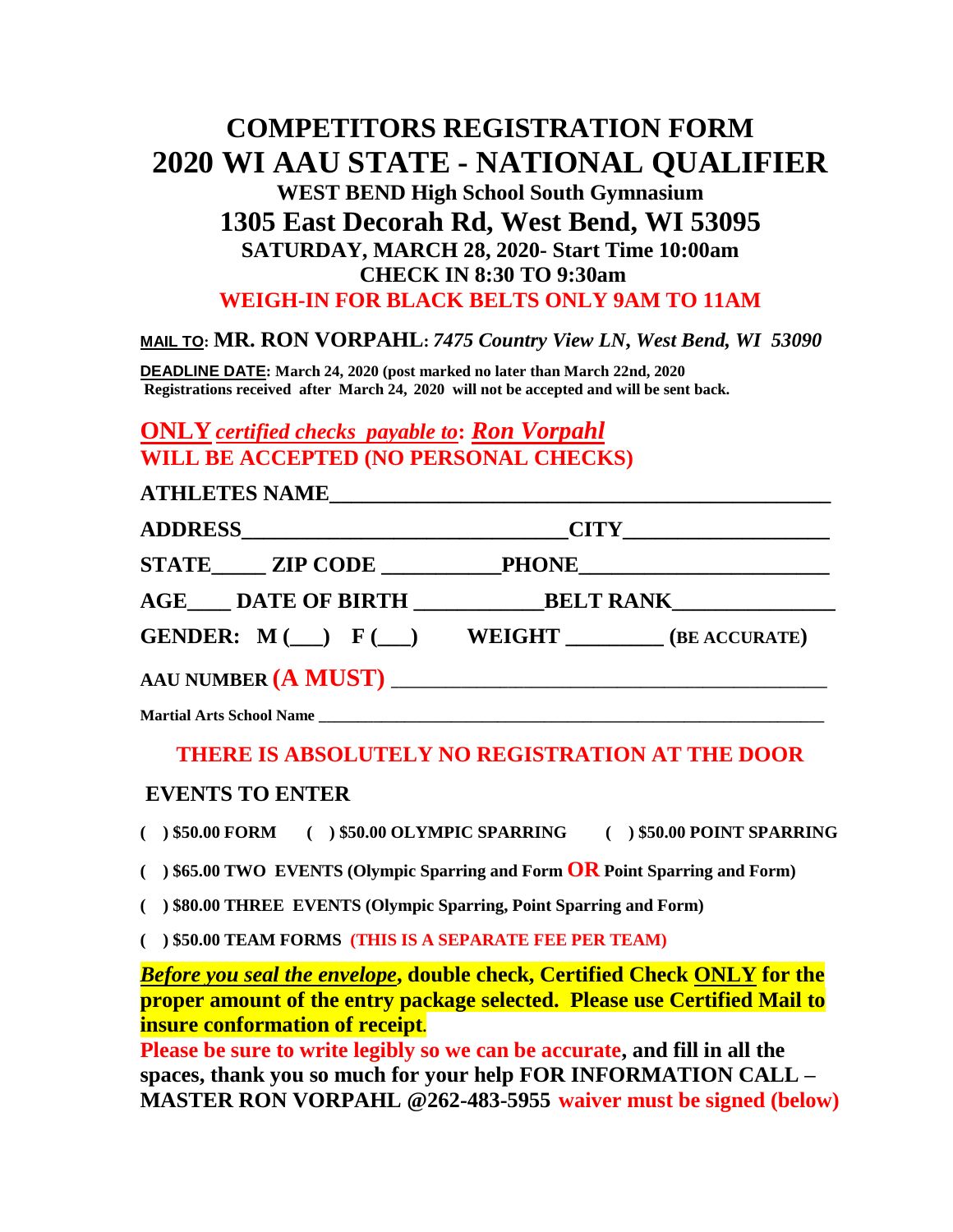# COMPETITORS REGISTRATION FORM

# 2020 WI AAU STATE - NATIONAL QUALIFIER

### WEST BEND High School South Gymnasium

## 1305 East Decorah Rd, West Bend, WI 53095

### SATURDAY, MARCH 28, 2020- Start Time 10:00am

### CHECK IN 8:30 TO 9:30am

### WEIGH-IN FOR BLACK BELTS ONLY 9AM TO 11AM

**MAIL TO: MR. RON VORPAHL:** ***7475 Country View LN, West Bend, WI 53090***

**DEADLINE DATE: March 24, 2020 (post marked no later than March 22nd, 2020**
**Registrations received after March 24, 2020 will not be accepted and will be sent back.**

**ONLY** ***certified checks payable to*****:** ***Ron Vorpahl***
**WILL BE ACCEPTED (NO PERSONAL CHECKS)**

**ATHLETES NAME**______________________________________________

**ADDRESS**_____________________________**CITY**__________________

**STATE**_____ **ZIP CODE** __________**PHONE**______________________

**AGE**____ **DATE OF BIRTH** ___________**BELT RANK**______________

**GENDER: M (___) F (___) WEIGHT** _________ **(BE ACCURATE)**

**AAU NUMBER (A MUST)** _________________________________________

**Martial Arts School Name** ______________________________________________________________

**THERE IS ABSOLUTELY NO REGISTRATION AT THE DOOR**

## EVENTS TO ENTER

**( ) $50.00 FORM ( ) $50.00 OLYMPIC SPARRING ( ) $50.00 POINT SPARRING**

**( ) $65.00 TWO EVENTS (Olympic Sparring and Form OR Point Sparring and Form)**

**( ) $80.00 THREE EVENTS (Olympic Sparring, Point Sparring and Form)**

**( ) $50.00 TEAM FORMS (THIS IS A SEPARATE FEE PER TEAM)**

***Before you seal the envelope*****, double check, Certified Check ONLY for the proper amount of the entry package selected. Please use Certified Mail to insure conformation of receipt.**

**Please be sure to write legibly so we can be accurate, and fill in all the spaces, thank you so much for your help FOR INFORMATION CALL – MASTER RON VORPAHL @262-483-5955 waiver must be signed (below)**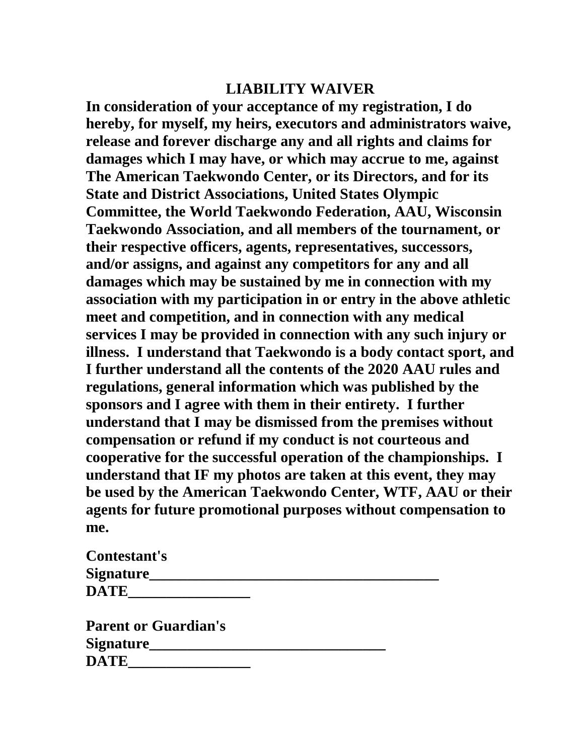# LIABILITY WAIVER

**In consideration of your acceptance of my registration, I do hereby, for myself, my heirs, executors and administrators waive, release and forever discharge any and all rights and claims for damages which I may have, or which may accrue to me, against The American Taekwondo Center, or its Directors, and for its State and District Associations, United States Olympic Committee, the World Taekwondo Federation, AAU, Wisconsin Taekwondo Association, and all members of the tournament, or their respective officers, agents, representatives, successors, and/or assigns, and against any competitors for any and all damages which may be sustained by me in connection with my association with my participation in or entry in the above athletic meet and competition, and in connection with any medical services I may be provided in connection with any such injury or illness. I understand that Taekwondo is a body contact sport, and I further understand all the contents of the 2020 AAU rules and regulations, general information which was published by the sponsors and I agree with them in their entirety. I further understand that I may be dismissed from the premises without compensation or refund if my conduct is not courteous and cooperative for the successful operation of the championships. I understand that IF my photos are taken at this event, they may be used by the American Taekwondo Center, WTF, AAU or their agents for future promotional purposes without compensation to me.**

**Contestant's Signature_______________________________________**
**DATE________________**

**Parent or Guardian's Signature_______________________________**
**DATE________________**